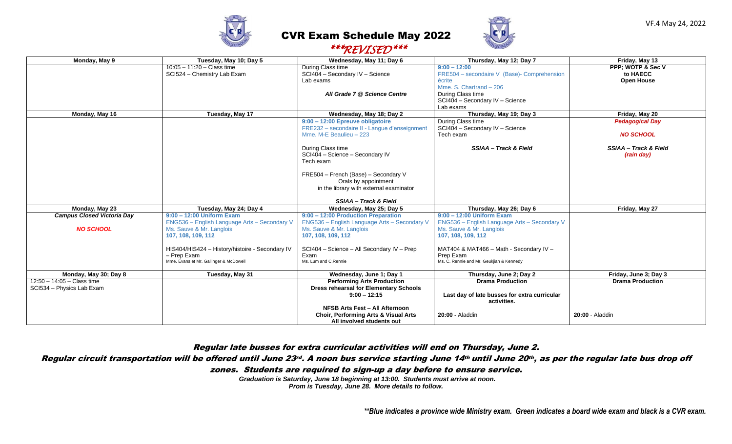# CVR Exam Schedule May 2022

***REVISED***

VF.4 May 24, 2022

| Monday, May 9 | Tuesday, May 10; Day 5 | Wednesday, May 11; Day 6 | Thursday, May 12; Day 7 | Friday, May 13 |
|---|---|---|---|---|
| | 10:05 – 11:20 – Class time<br>SCI524 – Chemistry Lab Exam | During Class time<br>SCI404 – Secondary IV – Science<br>Lab exams<br><br>*All Grade 7 @ Science Centre* | 9:00 – 12:00<br>FRE504 – secondaire V (Base)- Comprehension écrite<br>Mme. S. Chartrand – 206<br>During Class time<br>SCI404 – Secondary IV – Science<br>Lab exams | **PPP; WOTP & Sec V to HAECC**<br>**Open House** |
| **Monday, May 16** | **Tuesday, May 17** | **Wednesday, May 18; Day 2** | **Thursday, May 19; Day 3** | **Friday, May 20** |
| | | **9:00 – 12:00 Epreuve obligatoire**<br>FRE232 – secondaire II - Langue d'enseignment<br>Mme. M-E Beaulieu – 223<br><br>During Class time<br>SCI404 – Science – Secondary IV<br>Tech exam<br><br>FRE504 – French (Base) – Secondary V<br>Orals by appointment<br>in the library with external examinator<br><br>***SSIAA – Track & Field*** | During Class time<br>SCI404 – Secondary IV – Science<br>Tech exam<br><br>***SSIAA – Track & Field*** | ***Pedagogical Day***<br><br>***NO SCHOOL***<br><br>***SSIAA – Track & Field (rain day)*** |
| **Monday, May 23** | **Tuesday, May 24; Day 4** | **Wednesday, May 25; Day 5** | **Thursday, May 26; Day 6** | **Friday, May 27** |
| ***Campus Closed Victoria Day***<br><br>***NO SCHOOL*** | **9:00 – 12:00 Uniform Exam**<br>ENG536 – English Language Arts – Secondary V<br>Ms. Sauve & Mr. Langlois<br>**107, 108, 109, 112**<br><br>HIS404/HIS424 – History/histoire - Secondary IV – Prep Exam<br>Mme. Evans et Mr. Gallinger & McDowell | **9:00 – 12:00 Production Preparation**<br>ENG536 – English Language Arts – Secondary V<br>Ms. Sauve & Mr. Langlois<br>**107, 108, 109, 112**<br><br>SCI404 – Science – All Secondary IV – Prep Exam<br>Ms. Lum and C.Rennie | **9:00 – 12:00 Uniform Exam**<br>ENG536 – English Language Arts – Secondary V<br>Ms. Sauve & Mr. Langlois<br>**107, 108, 109, 112**<br><br>MAT404 & MAT466 – Math - Secondary IV – Prep Exam<br>Ms. C. Rennie and Mr. Geukjian & Kennedy | |
| **Monday, May 30; Day 8** | **Tuesday, May 31** | **Wednesday, June 1; Day 1** | **Thursday, June 2; Day 2** | **Friday, June 3; Day 3** |
| 12:50 – 14:05 – Class time<br>SCI534 – Physics Lab Exam | | **Performing Arts Production**<br>**Dress rehearsal for Elementary Schools**<br>**9:00 – 12:15**<br><br>**NFSB Arts Fest – All Afternoon**<br>**Choir, Performing Arts & Visual Arts**<br>**All involved students out** | **Drama Production**<br><br>**Last day of late busses for extra curricular activities.**<br><br>**20:00** - Aladdin | **Drama Production**<br><br>**20:00** - Aladdin |

*Regular late busses for extra curricular activities will end on Thursday, June 2.*

*Regular circuit transportation will be offered until June 23rd. A noon bus service starting June 14th until June 20th, as per the regular late bus drop off zones. Students are required to sign-up a day before to ensure service.*

***Graduation is Saturday, June 18 beginning at 13:00. Students must arrive at noon.***

***Prom is Tuesday, June 28. More details to follow.***

***\*\*Blue indicates a province wide Ministry exam. Green indicates a board wide exam and black is a CVR exam.***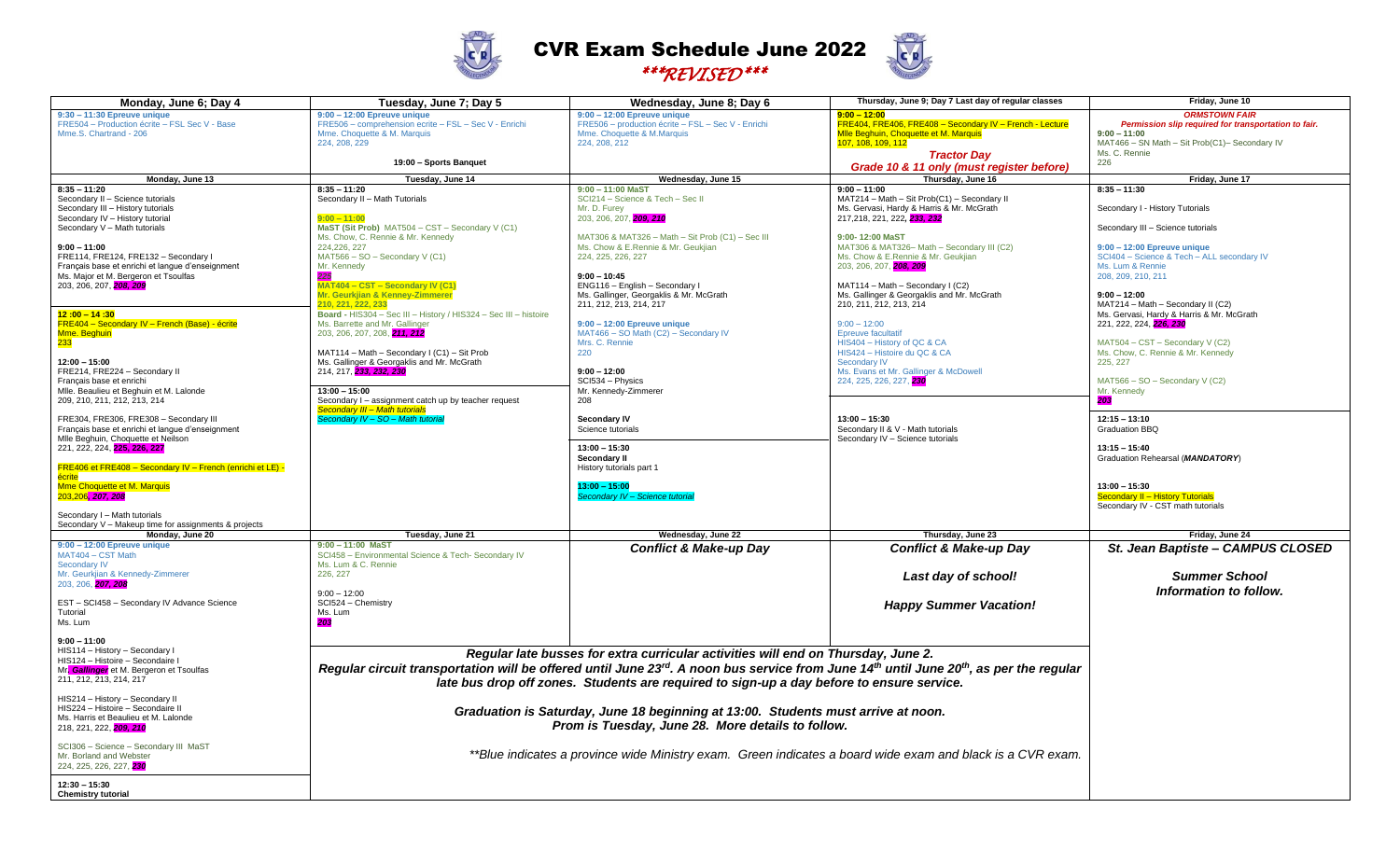# CVR Exam Schedule June 2022

***REVISED***

| Monday, June 6; Day 4 | Tuesday, June 7; Day 5 | Wednesday, June 8; Day 6 | Thursday, June 9; Day 7 Last day of regular classes | Friday, June 10 |
|---|---|---|---|---|
| **9:30 – 11:30 Epreuve unique**<br>FRE504 – Production écrite – FSL Sec V - Base<br>Mme.S. Chartrand - 206 | **9:00 – 12:00 Epreuve unique**<br>FRE506 – comprehension ecrite – FSL – Sec V - Enrichi<br>Mme. Choquette & M. Marquis<br>224, 208, 229<br><br>**19:00 – Sports Banquet** | **9:00 – 12:00 Epreuve unique**<br>FRE506 – production écrite – FSL – Sec V - Enrichi<br>Mme. Choquette & M.Marquis<br>224, 208, 212 | **9:00 – 12:00**<br>FRE404, FRE406, FRE408 – Secondary IV – French - Lecture<br>Mlle Beghuin, Choquette et M. Marquis<br>107, 108, 109, 112<br><br>***Tractor Day***<br>***Grade 10 & 11 only (must register before)*** | ***ORMSTOWN FAIR***<br>*Permission slip required for transportation to fair.*<br>**9:00 – 11:00**<br>MAT466 – SN Math – Sit Prob(C1)– Secondary IV<br>Ms. C. Rennie<br>226 |

| Monday, June 13 | Tuesday, June 14 | Wednesday, June 15 | Thursday, June 16 | Friday, June 17 |
|---|---|---|---|---|
| **8:35 – 11:20**<br>Secondary II – Science tutorials<br>Secondary III – History tutorials<br>Secondary IV – History tutorial<br>Secondary V – Math tutorials<br><br>**9:00 – 11:00**<br>FRE114, FRE124, FRE132 – Secondary I<br>Français base et enrichi et langue d'enseignment<br>Ms. Major et M. Bergeron et Tsoulfas<br>203, 206, 207, 208, 209<br><br>**12 :00 – 14 :30**<br>FRE404 – Secondary IV – French (Base) - écrite<br>Mme. Beghuin<br>233<br><br>**12:00 – 15:00**<br>FRE214, FRE224 – Secondary II<br>Français base et enrichi<br>Mlle. Beaulieu et Beghuin et M. Lalonde<br>209, 210, 211, 212, 213, 214<br><br>FRE304, FRE306, FRE308 – Secondary III<br>Français base et enrichi et langue d'enseignment<br>Mlle Beghuin, Choquette et Neilson<br>221, 222, 224, 225, 226, 227<br><br>FRE406 et FRE408 – Secondary IV – French (enrichi et LE) - écrite<br>Mme Choquette et M. Marquis<br>203,206, 207, 208<br><br>Secondary I – Math tutorials<br>Secondary V – Makeup time for assignments & projects | **8:35 – 11:20**<br>Secondary II – Math Tutorials<br><br>**9:00 – 11:00**<br>**MaST (Sit Prob)** MAT504 – CST – Secondary V (C1)<br>Ms. Chow, C. Rennie & Mr. Kennedy<br>224,226, 227<br>MAT566 – SO – Secondary V (C1)<br>Mr. Kennedy<br>223<br>**MAT404 – CST – Secondary IV (C1)**<br>**Mr. Geurkjian & Kenney-Zimmerer**<br>**210, 221, 222, 233**<br>**Board** - HIS304 – Sec III – History / HIS324 – Sec III – histoire<br>Ms. Barrette and Mr. Gallinger<br>203, 206, 207, 208, 211, 212<br><br>MAT114 – Math – Secondary I (C1) – Sit Prob<br>Ms. Gallinger & Georgaklis and Mr. McGrath<br>214, 217, 233, 232, 230<br><br>**13:00 – 15:00**<br>Secondary I – assignment catch up by teacher request<br>*Secondary III – Math tutorials*<br>*Secondary IV – SO – Math tutorial* | **9:00 – 11:00 MaST**<br>SCI214 – Science & Tech – Sec II<br>Mr. D. Furey<br>203, 206, 207, 209, 210<br><br>MAT306 & MAT326 – Math – Sit Prob (C1) – Sec III<br>Ms. Chow & E.Rennie & Mr. Geukjian<br>224, 225, 226, 227<br><br>**9:00 – 10:45**<br>ENG116 – English – Secondary I<br>Ms. Gallinger, Georgaklis & Mr. McGrath<br>211, 212, 213, 214, 217<br><br>**9:00 – 12:00 Epreuve unique**<br>MAT466 – SO Math (C2) – Secondary IV<br>Mrs. C. Rennie<br>220<br><br>**9:00 – 12:00**<br>SCI534 – Physics<br>Mr. Kennedy-Zimmerer<br>208<br><br>**Secondary IV**<br>Science tutorials<br><br>**13:00 – 15:30**<br>**Secondary II**<br>History tutorials part 1<br><br>**13:00 – 15:00**<br>*Secondary IV – Science tutorial* | **9:00 – 11:00**<br>MAT214 – Math – Sit Prob(C1) – Secondary II<br>Ms. Gervasi, Hardy & Harris & Mr. McGrath<br>217,218, 221, 222, 233, 232<br><br>**9:00- 12:00 MaST**<br>MAT306 & MAT326– Math – Secondary III (C2)<br>Ms. Chow & E.Rennie & Mr. Geukjian<br>203, 206, 207, 208, 209<br><br>MAT114 – Math – Secondary I (C2)<br>Ms. Gallinger & Georgaklis and Mr. McGrath<br>210, 211, 212, 213, 214<br><br>9:00 – 12:00<br>Epreuve facultatif<br>HIS404 – History of QC & CA<br>HIS424 – Histoire du QC & CA<br>Secondary IV<br>Ms. Evans et Mr. Gallinger & McDowell<br>224, 225, 226, 227, 230<br><br>**13:00 – 15:30**<br>Secondary II & V - Math tutorials<br>Secondary IV – Science tutorials | **8:35 – 11:30**<br><br>Secondary I - History Tutorials<br><br>Secondary III – Science tutorials<br><br>**9:00 – 12:00 Epreuve unique**<br>SCI404 – Science & Tech – ALL secondary IV<br>Ms. Lum & Rennie<br>208, 209, 210, 211<br><br>**9:00 – 12:00**<br>MAT214 – Math – Secondary II (C2)<br>Ms. Gervasi, Hardy & Harris & Mr. McGrath<br>221, 222, 224, 226, 230<br><br>MAT504 – CST – Secondary V (C2)<br>Ms. Chow, C. Rennie & Mr. Kennedy<br>225, 227<br><br>MAT566 – SO – Secondary V (C2)<br>Mr. Kennedy<br>203<br><br>**12:15 – 13:10**<br>Graduation BBQ<br><br>**13:15 – 15:40**<br>Graduation Rehearsal (***MANDATORY***)<br><br>**13:00 – 15:30**<br>Secondary II – History Tutorials<br>Secondary IV - CST math tutorials |

| Monday, June 20 | Tuesday, June 21 | Wednesday, June 22 | Thursday, June 23 | Friday, June 24 |
|---|---|---|---|---|
| **9:00 – 12:00 Epreuve unique**<br>MAT404 – CST Math<br>Secondary IV<br>Mr. Geurkjian & Kennedy-Zimmerer<br>203, 206, 207, 208<br><br>EST – SCI458 – Secondary IV Advance Science<br>Tutorial<br>Ms. Lum<br><br>**9:00 – 11:00**<br>HIS114 – History – Secondary I<br>HIS124 – Histoire – Secondaire I<br>Mr. Gallinger et M. Bergeron et Tsoulfas<br>211, 212, 213, 214, 217<br><br>HIS214 – History – Secondary II<br>HIS224 – Histoire – Secondaire II<br>Ms. Harris et Beaulieu et M. Lalonde<br>218, 221, 222, 209, 210<br><br>SCI306 – Science – Secondary III MaST<br>Mr. Borland and Webster<br>224, 225, 226, 227, 230<br><br>**12:30 – 15:30**<br>**Chemistry tutorial** | **9:00 – 11:00 MaST**<br>SCI458 – Environmental Science & Tech- Secondary IV<br>Ms. Lum & C. Rennie<br>226, 227<br><br>9:00 – 12:00<br>SCI524 – Chemistry<br>Ms. Lum<br>203 | ***Conflict & Make-up Day*** | ***Conflict & Make-up Day***<br><br>***Last day of school!***<br><br>***Happy Summer Vacation!*** | ***St. Jean Baptiste – CAMPUS CLOSED***<br><br>***Summer School Information to follow.*** |

***Regular late busses for extra curricular activities will end on Thursday, June 2.***

***Regular circuit transportation will be offered until June 23rd. A noon bus service from June 14th until June 20th, as per the regular late bus drop off zones. Students are required to sign-up a day before to ensure service.***

***Graduation is Saturday, June 18 beginning at 13:00. Students must arrive at noon.***
***Prom is Tuesday, June 28. More details to follow.***

*\*\*Blue indicates a province wide Ministry exam. Green indicates a board wide exam and black is a CVR exam.*